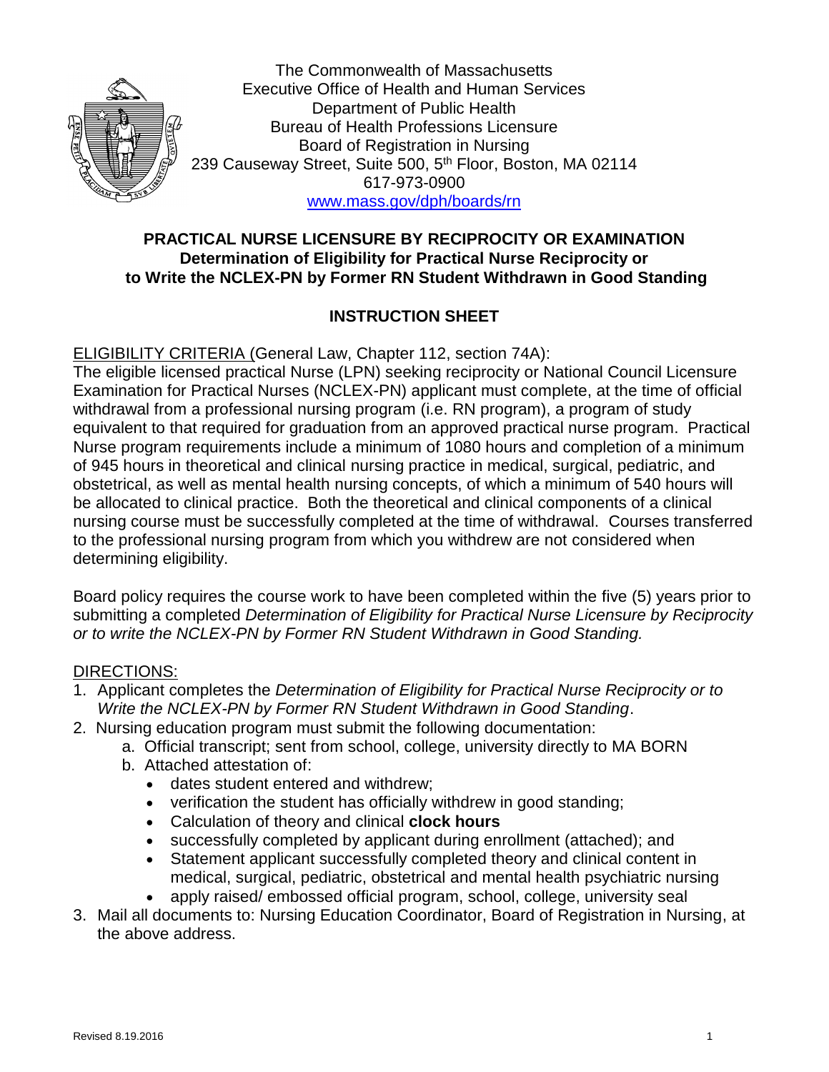The Commonwealth of Massachusetts
Executive Office of Health and Human Services
Department of Public Health
Bureau of Health Professions Licensure
Board of Registration in Nursing
239 Causeway Street, Suite 500, 5th Floor, Boston, MA 02114
617-973-0900
www.mass.gov/dph/boards/rn

## PRACTICAL NURSE LICENSURE BY RECIPROCITY OR EXAMINATION

**Determination of Eligibility for Practical Nurse Reciprocity or to Write the NCLEX-PN by Former RN Student Withdrawn in Good Standing**

## INSTRUCTION SHEET

ELIGIBILITY CRITERIA (General Law, Chapter 112, section 74A):
The eligible licensed practical Nurse (LPN) seeking reciprocity or National Council Licensure Examination for Practical Nurses (NCLEX-PN) applicant must complete, at the time of official withdrawal from a professional nursing program (i.e. RN program), a program of study equivalent to that required for graduation from an approved practical nurse program. Practical Nurse program requirements include a minimum of 1080 hours and completion of a minimum of 945 hours in theoretical and clinical nursing practice in medical, surgical, pediatric, and obstetrical, as well as mental health nursing concepts, of which a minimum of 540 hours will be allocated to clinical practice. Both the theoretical and clinical components of a clinical nursing course must be successfully completed at the time of withdrawal. Courses transferred to the professional nursing program from which you withdrew are not considered when determining eligibility.

Board policy requires the course work to have been completed within the five (5) years prior to submitting a completed *Determination of Eligibility for Practical Nurse Licensure by Reciprocity or to write the NCLEX-PN by Former RN Student Withdrawn in Good Standing.*

DIRECTIONS:

1. Applicant completes the *Determination of Eligibility for Practical Nurse Reciprocity or to Write the NCLEX-PN by Former RN Student Withdrawn in Good Standing*.
2. Nursing education program must submit the following documentation:
   a. Official transcript; sent from school, college, university directly to MA BORN
   b. Attached attestation of:
      - dates student entered and withdrew;
      - verification the student has officially withdrew in good standing;
      - Calculation of theory and clinical **clock hours**
      - successfully completed by applicant during enrollment (attached); and
      - Statement applicant successfully completed theory and clinical content in medical, surgical, pediatric, obstetrical and mental health psychiatric nursing
      - apply raised/ embossed official program, school, college, university seal
3. Mail all documents to: Nursing Education Coordinator, Board of Registration in Nursing, at the above address.

Revised 8.19.2016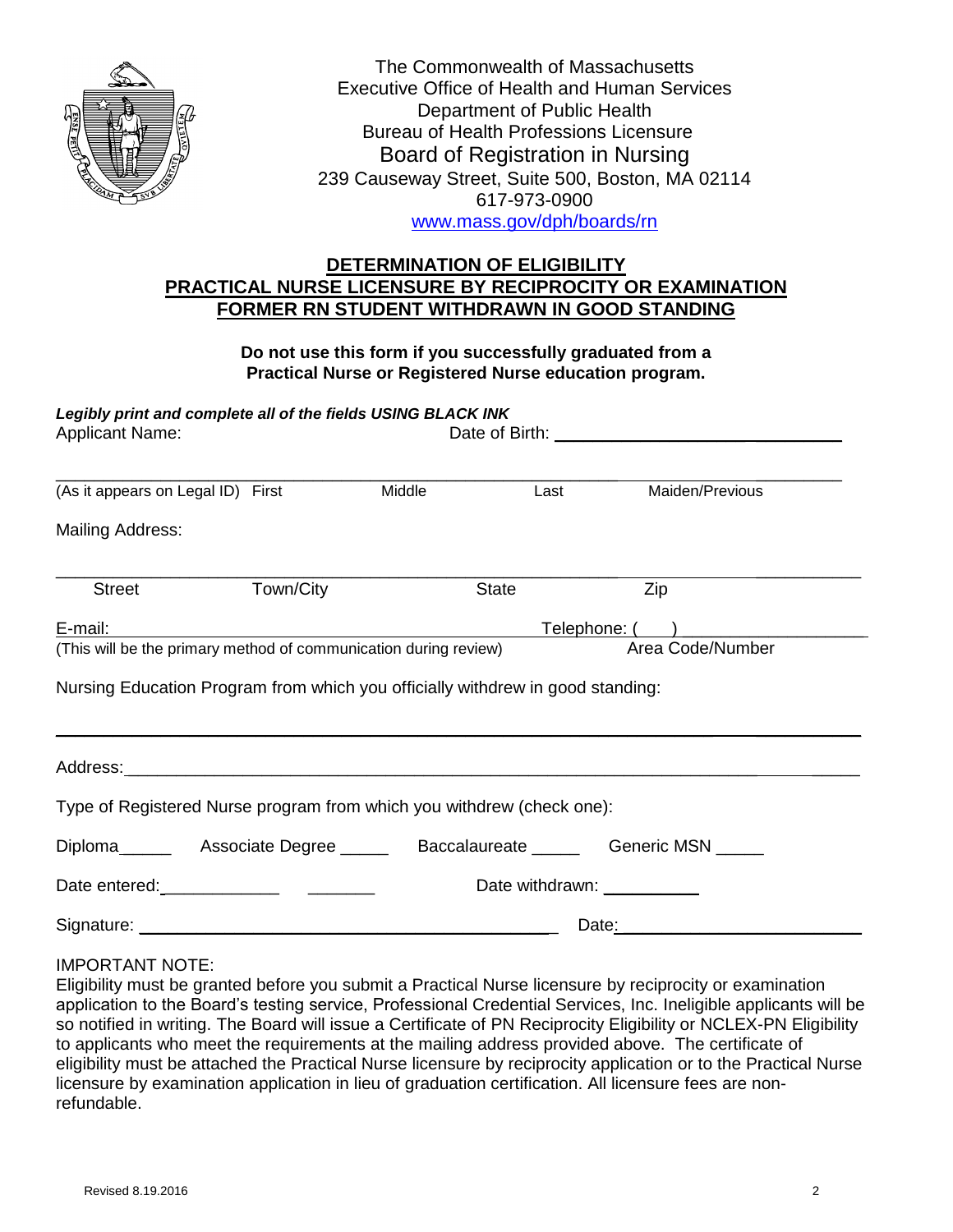The Commonwealth of Massachusetts
Executive Office of Health and Human Services
Department of Public Health
Bureau of Health Professions Licensure
Board of Registration in Nursing
239 Causeway Street, Suite 500, Boston, MA 02114
617-973-0900
www.mass.gov/dph/boards/rn

# DETERMINATION OF ELIGIBILITY
# PRACTICAL NURSE LICENSURE BY RECIPROCITY OR EXAMINATION
# FORMER RN STUDENT WITHDRAWN IN GOOD STANDING

**Do not use this form if you successfully graduated from a Practical Nurse or Registered Nurse education program.**

***Legibly print and complete all of the fields USING BLACK INK***

Applicant Name: Date of Birth: ______________________

______________________________________________________________________
(As it appears on Legal ID) First Middle Last Maiden/Previous

Mailing Address:

______________________________________________________________________
Street Town/City State Zip

E-mail: ______________________________ Telephone: (    ) ____________________
(This will be the primary method of communication during review) Area Code/Number

Nursing Education Program from which you officially withdrew in good standing:

______________________________________________________________________

Address: ______________________________________________________________

Type of Registered Nurse program from which you withdrew (check one):

Diploma______ Associate Degree _____ Baccalaureate _____ Generic MSN _____

Date entered:_____________ _______ Date withdrawn: __________

Signature: ____________________________________ Date: ______________________

IMPORTANT NOTE:
Eligibility must be granted before you submit a Practical Nurse licensure by reciprocity or examination application to the Board's testing service, Professional Credential Services, Inc. Ineligible applicants will be so notified in writing. The Board will issue a Certificate of PN Reciprocity Eligibility or NCLEX-PN Eligibility to applicants who meet the requirements at the mailing address provided above. The certificate of eligibility must be attached the Practical Nurse licensure by reciprocity application or to the Practical Nurse licensure by examination application in lieu of graduation certification. All licensure fees are non-refundable.

Revised 8.19.2016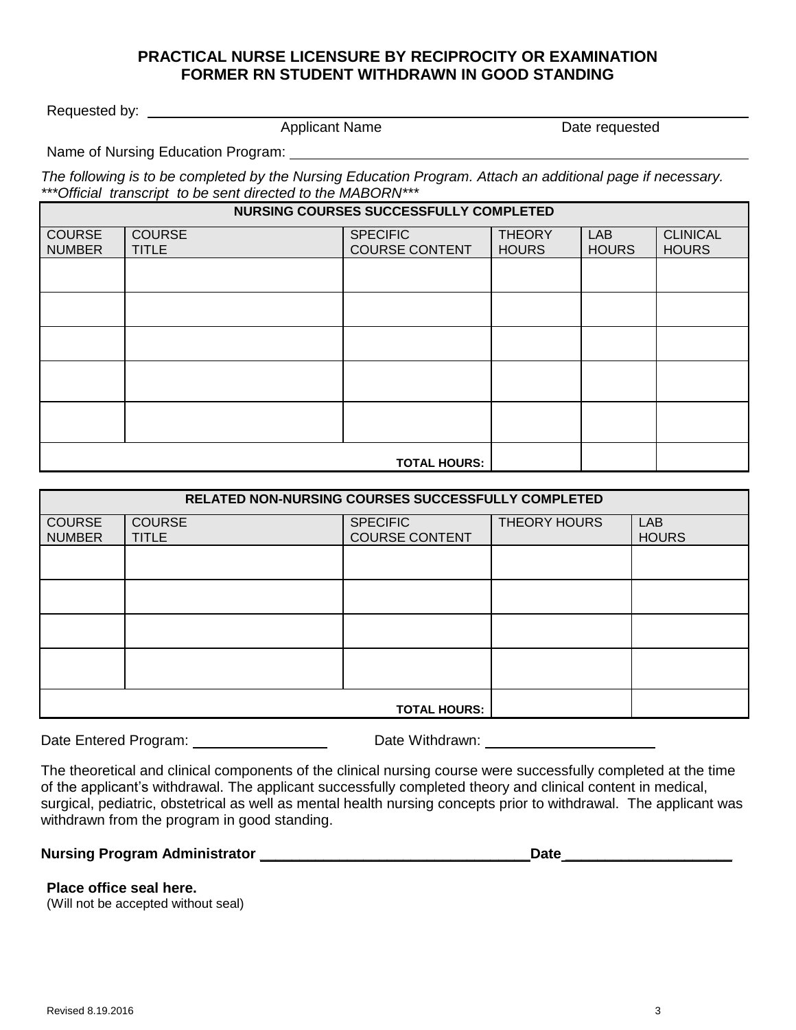# PRACTICAL NURSE LICENSURE BY RECIPROCITY OR EXAMINATION
# FORMER RN STUDENT WITHDRAWN IN GOOD STANDING

Requested by: ______________________________________________

Applicant Name                                        Date requested

Name of Nursing Education Program: ______________________________________________

*The following is to be completed by the Nursing Education Program. Attach an additional page if necessary.*
*\*\*\*Official transcript to be sent directed to the MABORN\*\*\**

| NURSING COURSES SUCCESSFULLY COMPLETED | | | | | |
|---|---|---|---|---|---|
| COURSE NUMBER | COURSE TITLE | SPECIFIC COURSE CONTENT | THEORY HOURS | LAB HOURS | CLINICAL HOURS |
| | | | | | |
| | | | | | |
| | | | | | |
| | | | | | |
| | | | | | |
| | | **TOTAL HOURS:** | | | |

| RELATED NON-NURSING COURSES SUCCESSFULLY COMPLETED | | | | |
|---|---|---|---|---|
| COURSE NUMBER | COURSE TITLE | SPECIFIC COURSE CONTENT | THEORY HOURS | LAB HOURS |
| | | | | |
| | | | | |
| | | | | |
| | | | | |
| | | **TOTAL HOURS:** | | |

Date Entered Program: ________________ Date Withdrawn: ____________________

The theoretical and clinical components of the clinical nursing course were successfully completed at the time of the applicant's withdrawal. The applicant successfully completed theory and clinical content in medical, surgical, pediatric, obstetrical as well as mental health nursing concepts prior to withdrawal. The applicant was withdrawn from the program in good standing.

**Nursing Program Administrator** ________________________________**Date**____________________

**Place office seal here.**
(Will not be accepted without seal)

Revised 8.19.2016